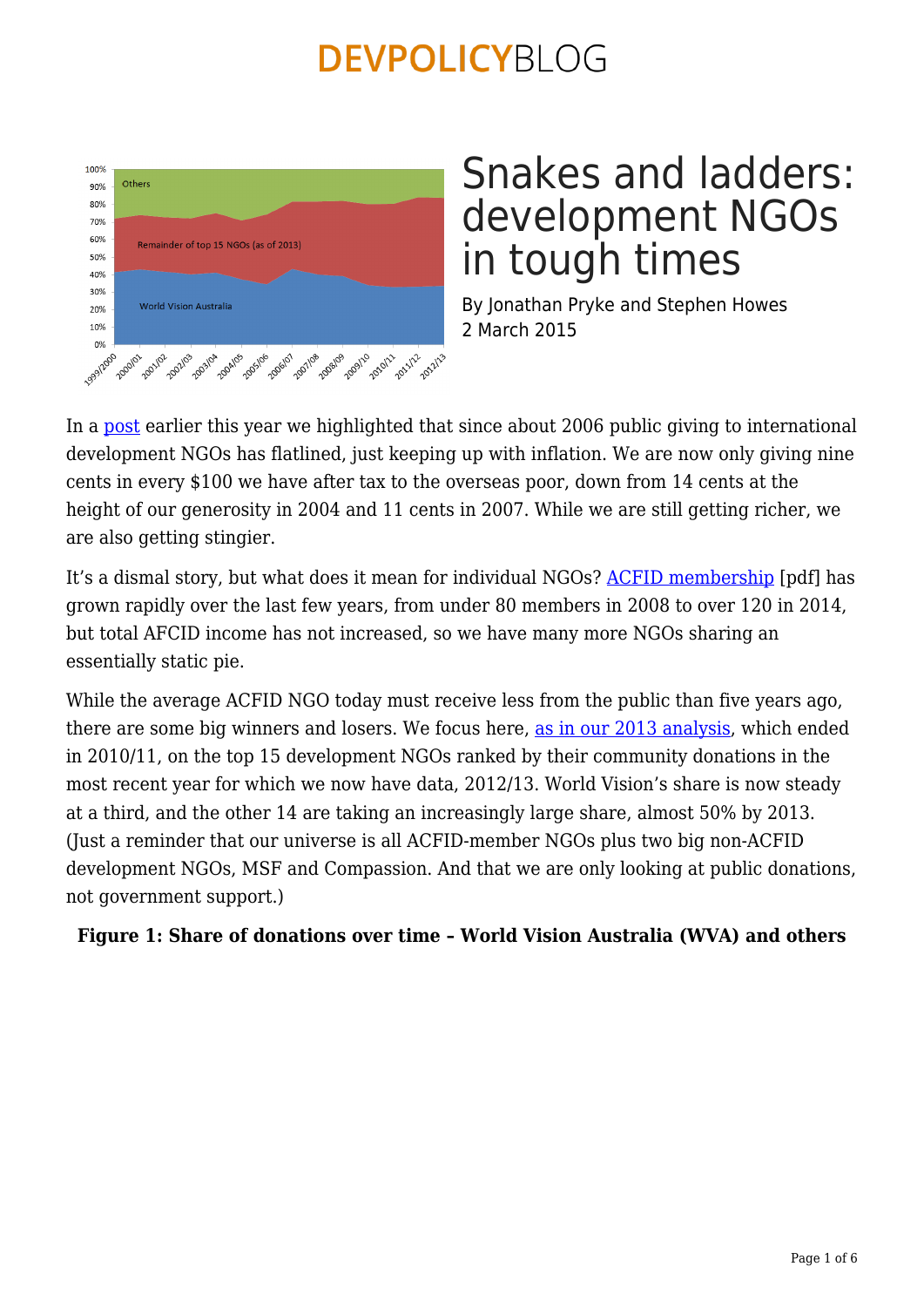# Snakes and ladders: development NGOs in tough times

By Jonathan Pryke and Stephen Howes
2 March 2015

In a post earlier this year we highlighted that since about 2006 public giving to international development NGOs has flatlined, just keeping up with inflation. We are now only giving nine cents in every $100 we have after tax to the overseas poor, down from 14 cents at the height of our generosity in 2004 and 11 cents in 2007. While we are still getting richer, we are also getting stingier.

It's a dismal story, but what does it mean for individual NGOs? ACFID membership [pdf] has grown rapidly over the last few years, from under 80 members in 2008 to over 120 in 2014, but total AFCID income has not increased, so we have many more NGOs sharing an essentially static pie.

While the average ACFID NGO today must receive less from the public than five years ago, there are some big winners and losers. We focus here, as in our 2013 analysis, which ended in 2010/11, on the top 15 development NGOs ranked by their community donations in the most recent year for which we now have data, 2012/13. World Vision's share is now steady at a third, and the other 14 are taking an increasingly large share, almost 50% by 2013. (Just a reminder that our universe is all ACFID-member NGOs plus two big non-ACFID development NGOs, MSF and Compassion. And that we are only looking at public donations, not government support.)

**Figure 1: Share of donations over time – World Vision Australia (WVA) and others**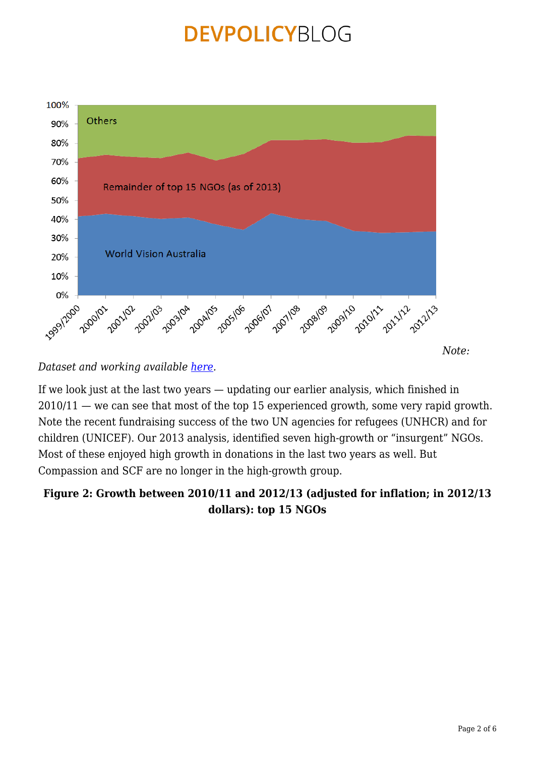*Note: Dataset and working available [here](here).*

If we look just at the last two years — updating our earlier analysis, which finished in 2010/11 — we can see that most of the top 15 experienced growth, some very rapid growth. Note the recent fundraising success of the two UN agencies for refugees (UNHCR) and for children (UNICEF). Our 2013 analysis, identified seven high-growth or "insurgent" NGOs. Most of these enjoyed high growth in donations in the last two years as well. But Compassion and SCF are no longer in the high-growth group.

**Figure 2: Growth between 2010/11 and 2012/13 (adjusted for inflation; in 2012/13 dollars): top 15 NGOs**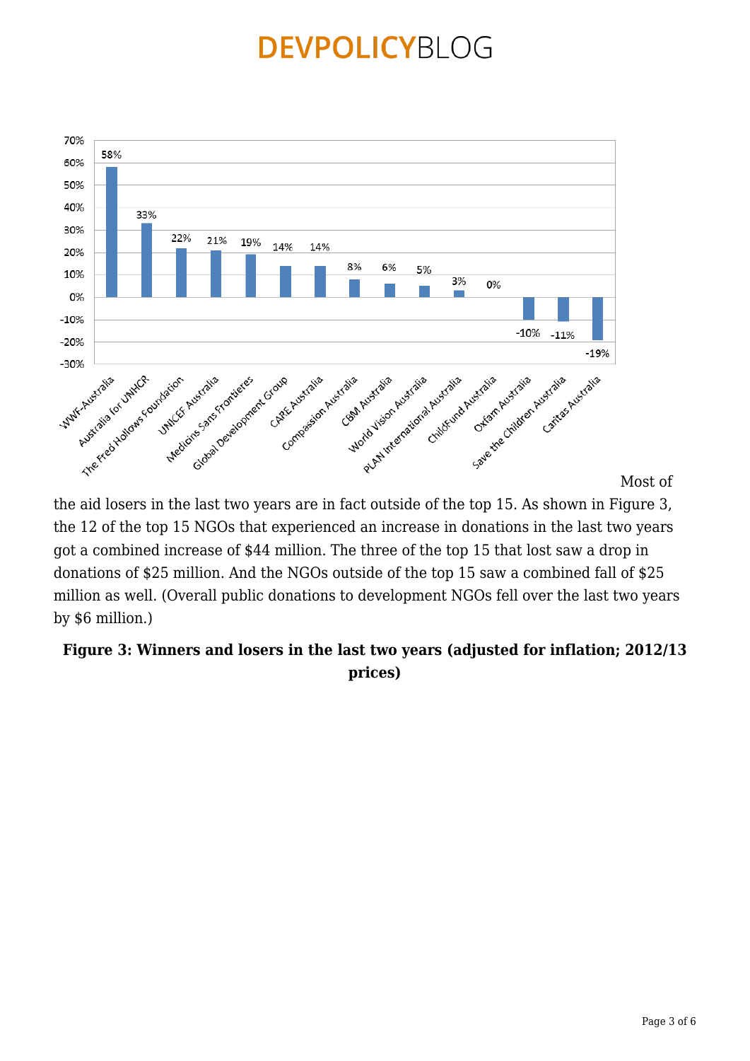| NGO | Change |
|---|---|
| WWF-Australia | 58% |
| Australia for UNHCR | 33% |
| The Fred Hollows Foundation | 22% |
| UNICEF Australia | 21% |
| Medicins Sans Frontieres | 19% |
| Global Development Group | 14% |
| CARE Australia | 14% |
| Compassion Australia | 8% |
| CBM Australia | 6% |
| World Vision Australia | 5% |
| PLAN International Australia | 3% |
| ChildFund Australia | 0% |
| Oxfam Australia | -10% |
| Save the Children Australia | -11% |
| Caritas Australia | -19% |

Most of the aid losers in the last two years are in fact outside of the top 15. As shown in Figure 3, the 12 of the top 15 NGOs that experienced an increase in donations in the last two years got a combined increase of $44 million. The three of the top 15 that lost saw a drop in donations of $25 million. And the NGOs outside of the top 15 saw a combined fall of $25 million as well. (Overall public donations to development NGOs fell over the last two years by $6 million.)

**Figure 3: Winners and losers in the last two years (adjusted for inflation; 2012/13 prices)**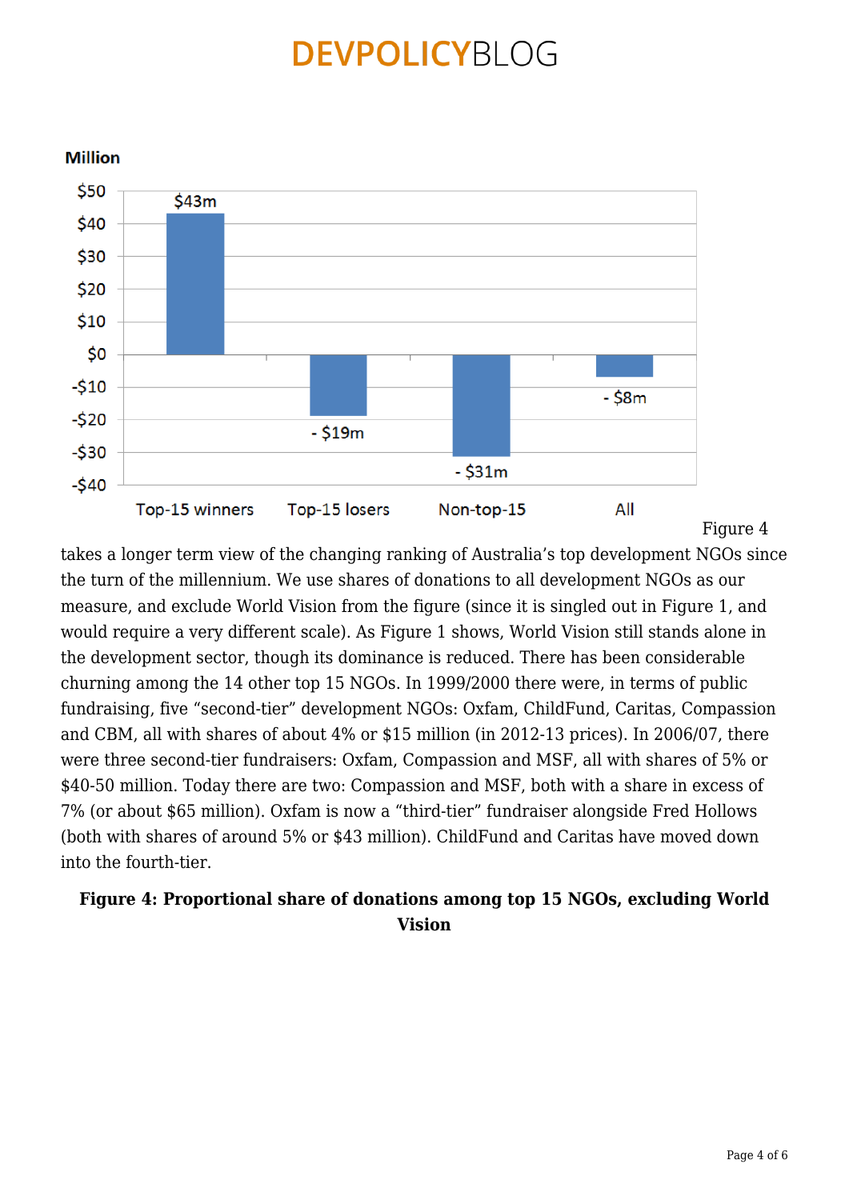Million

| | Top-15 winners | Top-15 losers | Non-top-15 | All |
|---|---|---|---|---|
| Million | $43m | - $19m | - $31m | - $8m |

Figure 4 takes a longer term view of the changing ranking of Australia's top development NGOs since the turn of the millennium. We use shares of donations to all development NGOs as our measure, and exclude World Vision from the figure (since it is singled out in Figure 1, and would require a very different scale). As Figure 1 shows, World Vision still stands alone in the development sector, though its dominance is reduced. There has been considerable churning among the 14 other top 15 NGOs. In 1999/2000 there were, in terms of public fundraising, five "second-tier" development NGOs: Oxfam, ChildFund, Caritas, Compassion and CBM, all with shares of about 4% or $15 million (in 2012-13 prices). In 2006/07, there were three second-tier fundraisers: Oxfam, Compassion and MSF, all with shares of 5% or $40-50 million. Today there are two: Compassion and MSF, both with a share in excess of 7% (or about $65 million). Oxfam is now a "third-tier" fundraiser alongside Fred Hollows (both with shares of around 5% or $43 million). ChildFund and Caritas have moved down into the fourth-tier.

**Figure 4: Proportional share of donations among top 15 NGOs, excluding World Vision**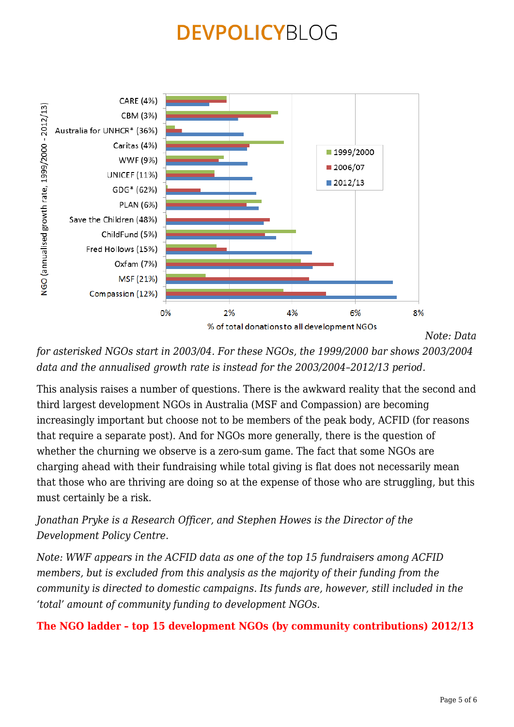*Note: Data for asterisked NGOs start in 2003/04. For these NGOs, the 1999/2000 bar shows 2003/2004 data and the annualised growth rate is instead for the 2003/2004–2012/13 period.*

This analysis raises a number of questions. There is the awkward reality that the second and third largest development NGOs in Australia (MSF and Compassion) are becoming increasingly important but choose not to be members of the peak body, ACFID (for reasons that require a separate post). And for NGOs more generally, there is the question of whether the churning we observe is a zero-sum game. The fact that some NGOs are charging ahead with their fundraising while total giving is flat does not necessarily mean that those who are thriving are doing so at the expense of those who are struggling, but this must certainly be a risk.

*Jonathan Pryke is a Research Officer, and Stephen Howes is the Director of the Development Policy Centre.*

*Note: WWF appears in the ACFID data as one of the top 15 fundraisers among ACFID members, but is excluded from this analysis as the majority of their funding from the community is directed to domestic campaigns. Its funds are, however, still included in the 'total' amount of community funding to development NGOs.*

**The NGO ladder – top 15 development NGOs (by community contributions) 2012/13**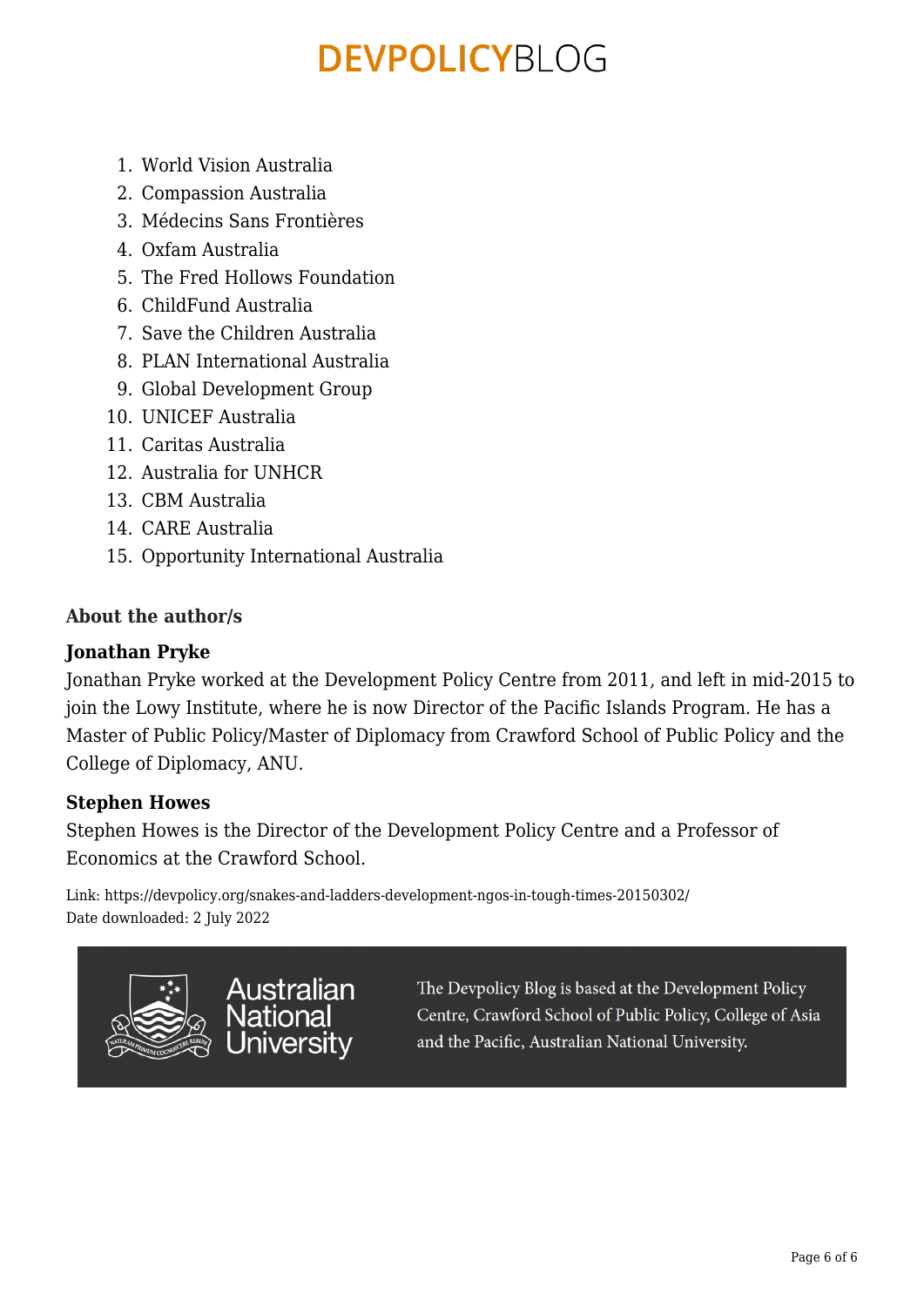1. World Vision Australia
2. Compassion Australia
3. Médecins Sans Frontières
4. Oxfam Australia
5. The Fred Hollows Foundation
6. ChildFund Australia
7. Save the Children Australia
8. PLAN International Australia
9. Global Development Group
10. UNICEF Australia
11. Caritas Australia
12. Australia for UNHCR
13. CBM Australia
14. CARE Australia
15. Opportunity International Australia

**About the author/s**

**Jonathan Pryke**
Jonathan Pryke worked at the Development Policy Centre from 2011, and left in mid-2015 to join the Lowy Institute, where he is now Director of the Pacific Islands Program. He has a Master of Public Policy/Master of Diplomacy from Crawford School of Public Policy and the College of Diplomacy, ANU.

**Stephen Howes**
Stephen Howes is the Director of the Development Policy Centre and a Professor of Economics at the Crawford School.

Link: https://devpolicy.org/snakes-and-ladders-development-ngos-in-tough-times-20150302/
Date downloaded: 2 July 2022

Australian National University

The Devpolicy Blog is based at the Development Policy Centre, Crawford School of Public Policy, College of Asia and the Pacific, Australian National University.